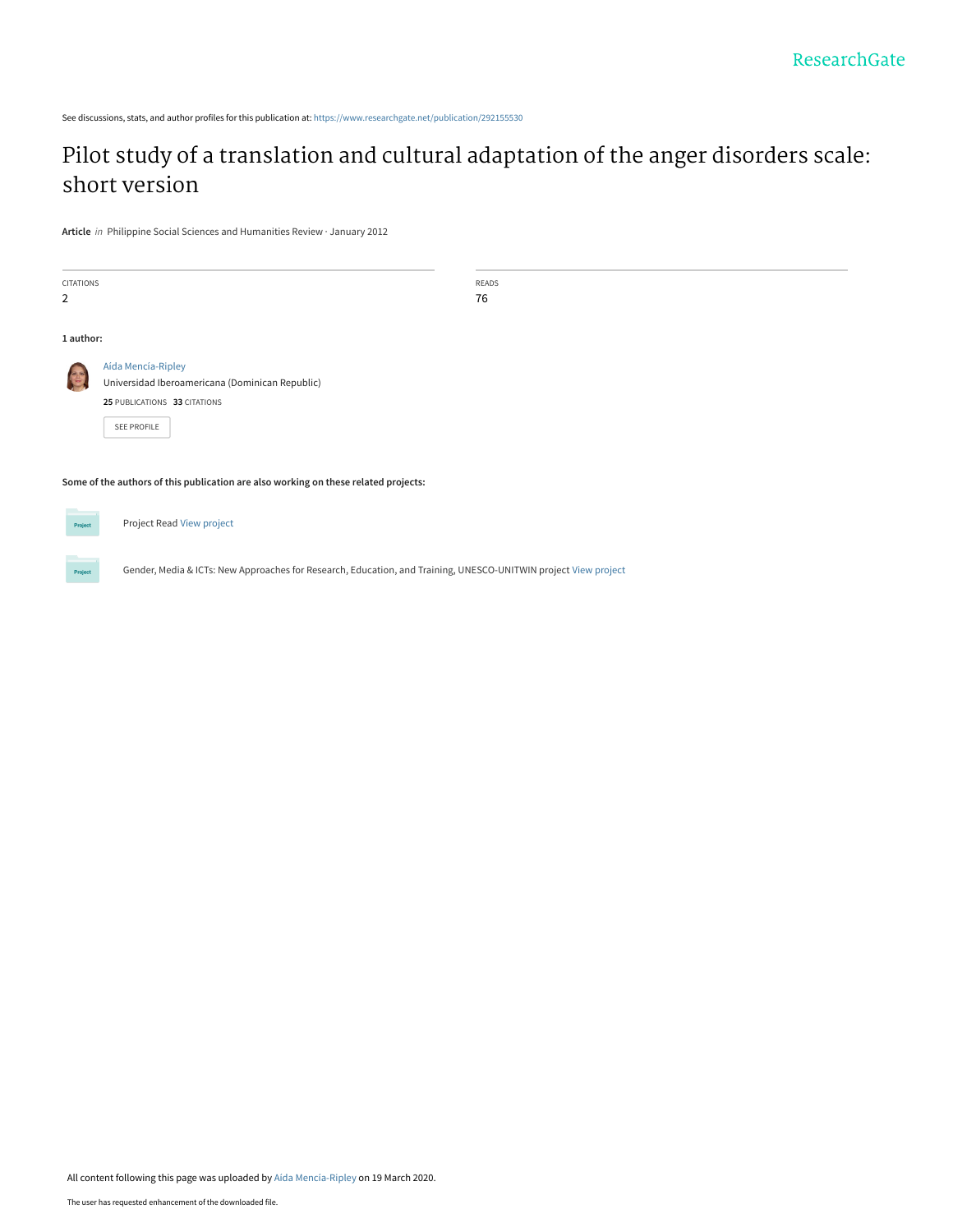See discussions, stats, and author profiles for this publication at: https://www.researchgate.net/publication/292155530

# Pilot study of a translation and cultural adaptation of the anger disorders scale: short version

**Article** *in* Philippine Social Sciences and Humanities Review · January 2012

| CITATIONS | READS |
| --- | --- |
| 2 | 76 |

**1 author:**

Aida Mencía-Ripley
Universidad Iberoamericana (Dominican Republic)
**25** PUBLICATIONS **33** CITATIONS

SEE PROFILE

**Some of the authors of this publication are also working on these related projects:**

Project Read View project

Gender, Media & ICTs: New Approaches for Research, Education, and Training, UNESCO-UNITWIN project View project

All content following this page was uploaded by Aida Mencía-Ripley on 19 March 2020.

The user has requested enhancement of the downloaded file.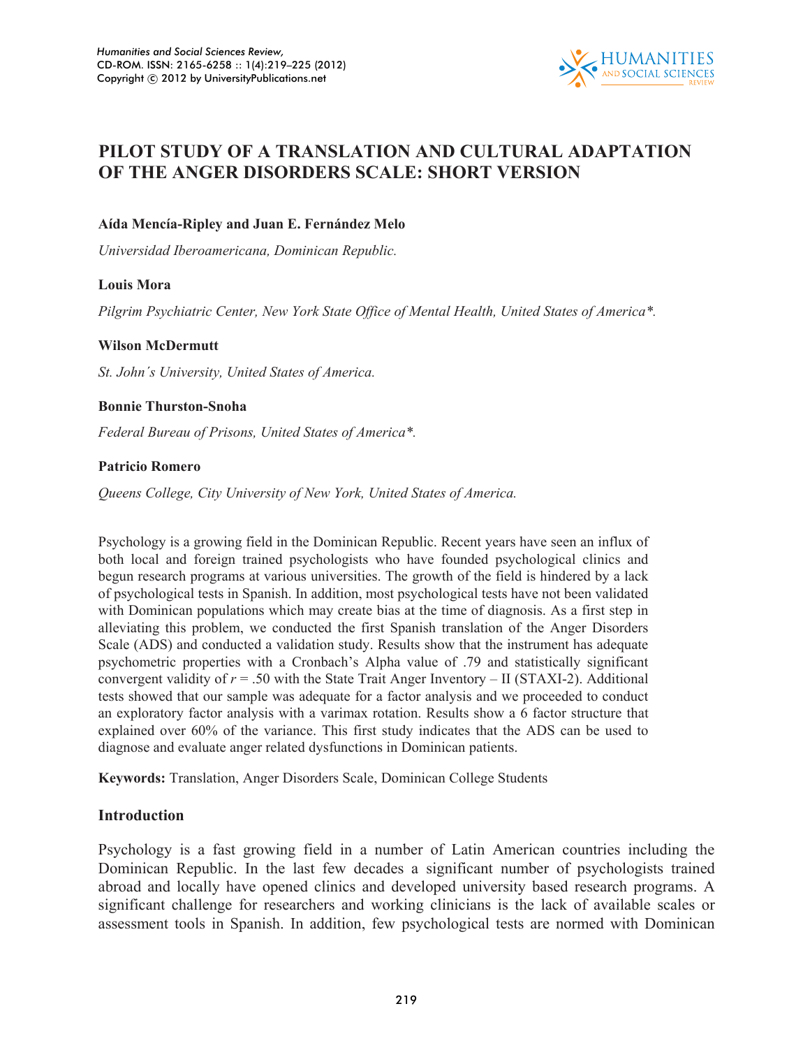# PILOT STUDY OF A TRANSLATION AND CULTURAL ADAPTATION OF THE ANGER DISORDERS SCALE: SHORT VERSION

**Aída Mencía-Ripley and Juan E. Fernández Melo**

*Universidad Iberoamericana, Dominican Republic.*

**Louis Mora**

*Pilgrim Psychiatric Center, New York State Office of Mental Health, United States of America\*.*

**Wilson McDermutt**

*St. John´s University, United States of America.*

**Bonnie Thurston-Snoha**

*Federal Bureau of Prisons, United States of America\*.*

**Patricio Romero**

*Queens College, City University of New York, United States of America.*

Psychology is a growing field in the Dominican Republic. Recent years have seen an influx of both local and foreign trained psychologists who have founded psychological clinics and begun research programs at various universities. The growth of the field is hindered by a lack of psychological tests in Spanish. In addition, most psychological tests have not been validated with Dominican populations which may create bias at the time of diagnosis. As a first step in alleviating this problem, we conducted the first Spanish translation of the Anger Disorders Scale (ADS) and conducted a validation study. Results show that the instrument has adequate psychometric properties with a Cronbach's Alpha value of .79 and statistically significant convergent validity of $r = .50$ with the State Trait Anger Inventory – II (STAXI-2). Additional tests showed that our sample was adequate for a factor analysis and we proceeded to conduct an exploratory factor analysis with a varimax rotation. Results show a 6 factor structure that explained over 60% of the variance. This first study indicates that the ADS can be used to diagnose and evaluate anger related dysfunctions in Dominican patients.

**Keywords:** Translation, Anger Disorders Scale, Dominican College Students

## Introduction

Psychology is a fast growing field in a number of Latin American countries including the Dominican Republic. In the last few decades a significant number of psychologists trained abroad and locally have opened clinics and developed university based research programs. A significant challenge for researchers and working clinicians is the lack of available scales or assessment tools in Spanish. In addition, few psychological tests are normed with Dominican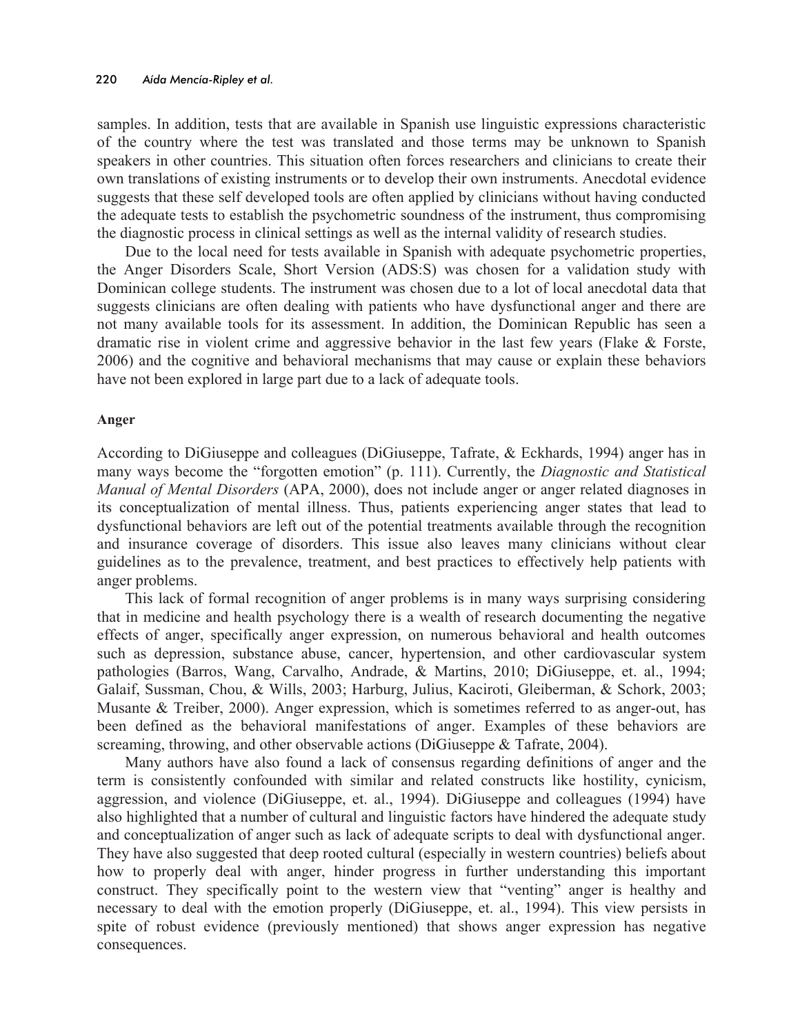samples. In addition, tests that are available in Spanish use linguistic expressions characteristic of the country where the test was translated and those terms may be unknown to Spanish speakers in other countries. This situation often forces researchers and clinicians to create their own translations of existing instruments or to develop their own instruments. Anecdotal evidence suggests that these self developed tools are often applied by clinicians without having conducted the adequate tests to establish the psychometric soundness of the instrument, thus compromising the diagnostic process in clinical settings as well as the internal validity of research studies.

Due to the local need for tests available in Spanish with adequate psychometric properties, the Anger Disorders Scale, Short Version (ADS:S) was chosen for a validation study with Dominican college students. The instrument was chosen due to a lot of local anecdotal data that suggests clinicians are often dealing with patients who have dysfunctional anger and there are not many available tools for its assessment. In addition, the Dominican Republic has seen a dramatic rise in violent crime and aggressive behavior in the last few years (Flake & Forste, 2006) and the cognitive and behavioral mechanisms that may cause or explain these behaviors have not been explored in large part due to a lack of adequate tools.

### Anger

According to DiGiuseppe and colleagues (DiGiuseppe, Tafrate, & Eckhards, 1994) anger has in many ways become the "forgotten emotion" (p. 111). Currently, the *Diagnostic and Statistical Manual of Mental Disorders* (APA, 2000), does not include anger or anger related diagnoses in its conceptualization of mental illness. Thus, patients experiencing anger states that lead to dysfunctional behaviors are left out of the potential treatments available through the recognition and insurance coverage of disorders. This issue also leaves many clinicians without clear guidelines as to the prevalence, treatment, and best practices to effectively help patients with anger problems.

This lack of formal recognition of anger problems is in many ways surprising considering that in medicine and health psychology there is a wealth of research documenting the negative effects of anger, specifically anger expression, on numerous behavioral and health outcomes such as depression, substance abuse, cancer, hypertension, and other cardiovascular system pathologies (Barros, Wang, Carvalho, Andrade, & Martins, 2010; DiGiuseppe, et. al., 1994; Galaif, Sussman, Chou, & Wills, 2003; Harburg, Julius, Kaciroti, Gleiberman, & Schork, 2003; Musante & Treiber, 2000). Anger expression, which is sometimes referred to as anger-out, has been defined as the behavioral manifestations of anger. Examples of these behaviors are screaming, throwing, and other observable actions (DiGiuseppe & Tafrate, 2004).

Many authors have also found a lack of consensus regarding definitions of anger and the term is consistently confounded with similar and related constructs like hostility, cynicism, aggression, and violence (DiGiuseppe, et. al., 1994). DiGiuseppe and colleagues (1994) have also highlighted that a number of cultural and linguistic factors have hindered the adequate study and conceptualization of anger such as lack of adequate scripts to deal with dysfunctional anger. They have also suggested that deep rooted cultural (especially in western countries) beliefs about how to properly deal with anger, hinder progress in further understanding this important construct. They specifically point to the western view that "venting" anger is healthy and necessary to deal with the emotion properly (DiGiuseppe, et. al., 1994). This view persists in spite of robust evidence (previously mentioned) that shows anger expression has negative consequences.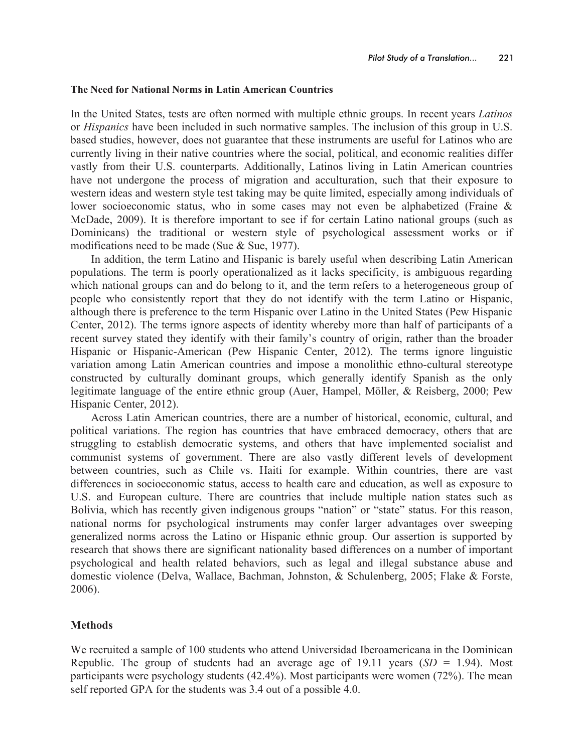### The Need for National Norms in Latin American Countries

In the United States, tests are often normed with multiple ethnic groups. In recent years *Latinos* or *Hispanics* have been included in such normative samples. The inclusion of this group in U.S. based studies, however, does not guarantee that these instruments are useful for Latinos who are currently living in their native countries where the social, political, and economic realities differ vastly from their U.S. counterparts. Additionally, Latinos living in Latin American countries have not undergone the process of migration and acculturation, such that their exposure to western ideas and western style test taking may be quite limited, especially among individuals of lower socioeconomic status, who in some cases may not even be alphabetized (Fraine & McDade, 2009). It is therefore important to see if for certain Latino national groups (such as Dominicans) the traditional or western style of psychological assessment works or if modifications need to be made (Sue & Sue, 1977).

In addition, the term Latino and Hispanic is barely useful when describing Latin American populations. The term is poorly operationalized as it lacks specificity, is ambiguous regarding which national groups can and do belong to it, and the term refers to a heterogeneous group of people who consistently report that they do not identify with the term Latino or Hispanic, although there is preference to the term Hispanic over Latino in the United States (Pew Hispanic Center, 2012). The terms ignore aspects of identity whereby more than half of participants of a recent survey stated they identify with their family's country of origin, rather than the broader Hispanic or Hispanic-American (Pew Hispanic Center, 2012). The terms ignore linguistic variation among Latin American countries and impose a monolithic ethno-cultural stereotype constructed by culturally dominant groups, which generally identify Spanish as the only legitimate language of the entire ethnic group (Auer, Hampel, Möller, & Reisberg, 2000; Pew Hispanic Center, 2012).

Across Latin American countries, there are a number of historical, economic, cultural, and political variations. The region has countries that have embraced democracy, others that are struggling to establish democratic systems, and others that have implemented socialist and communist systems of government. There are also vastly different levels of development between countries, such as Chile vs. Haiti for example. Within countries, there are vast differences in socioeconomic status, access to health care and education, as well as exposure to U.S. and European culture. There are countries that include multiple nation states such as Bolivia, which has recently given indigenous groups "nation" or "state" status. For this reason, national norms for psychological instruments may confer larger advantages over sweeping generalized norms across the Latino or Hispanic ethnic group. Our assertion is supported by research that shows there are significant nationality based differences on a number of important psychological and health related behaviors, such as legal and illegal substance abuse and domestic violence (Delva, Wallace, Bachman, Johnston, & Schulenberg, 2005; Flake & Forste, 2006).

## Methods

We recruited a sample of 100 students who attend Universidad Iberoamericana in the Dominican Republic. The group of students had an average age of 19.11 years ($SD$ = 1.94). Most participants were psychology students (42.4%). Most participants were women (72%). The mean self reported GPA for the students was 3.4 out of a possible 4.0.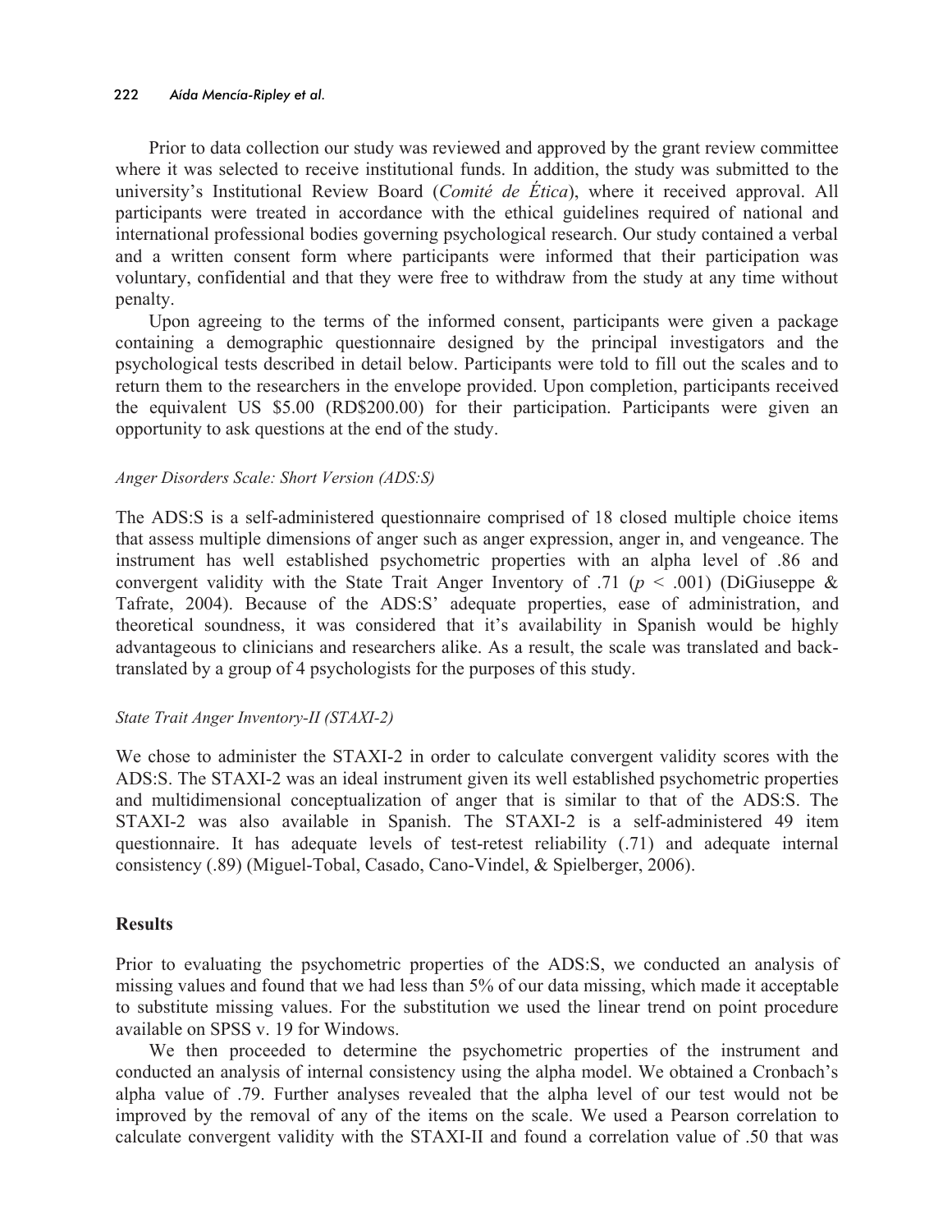Prior to data collection our study was reviewed and approved by the grant review committee where it was selected to receive institutional funds. In addition, the study was submitted to the university's Institutional Review Board (*Comité de Ética*), where it received approval. All participants were treated in accordance with the ethical guidelines required of national and international professional bodies governing psychological research. Our study contained a verbal and a written consent form where participants were informed that their participation was voluntary, confidential and that they were free to withdraw from the study at any time without penalty.

Upon agreeing to the terms of the informed consent, participants were given a package containing a demographic questionnaire designed by the principal investigators and the psychological tests described in detail below. Participants were told to fill out the scales and to return them to the researchers in the envelope provided. Upon completion, participants received the equivalent US $5.00 (RD$200.00) for their participation. Participants were given an opportunity to ask questions at the end of the study.

*Anger Disorders Scale: Short Version (ADS:S)*

The ADS:S is a self-administered questionnaire comprised of 18 closed multiple choice items that assess multiple dimensions of anger such as anger expression, anger in, and vengeance. The instrument has well established psychometric properties with an alpha level of .86 and convergent validity with the State Trait Anger Inventory of .71 ($p$ < .001) (DiGiuseppe & Tafrate, 2004). Because of the ADS:S' adequate properties, ease of administration, and theoretical soundness, it was considered that it's availability in Spanish would be highly advantageous to clinicians and researchers alike. As a result, the scale was translated and back-translated by a group of 4 psychologists for the purposes of this study.

*State Trait Anger Inventory-II (STAXI-2)*

We chose to administer the STAXI-2 in order to calculate convergent validity scores with the ADS:S. The STAXI-2 was an ideal instrument given its well established psychometric properties and multidimensional conceptualization of anger that is similar to that of the ADS:S. The STAXI-2 was also available in Spanish. The STAXI-2 is a self-administered 49 item questionnaire. It has adequate levels of test-retest reliability (.71) and adequate internal consistency (.89) (Miguel-Tobal, Casado, Cano-Vindel, & Spielberger, 2006).

## Results

Prior to evaluating the psychometric properties of the ADS:S, we conducted an analysis of missing values and found that we had less than 5% of our data missing, which made it acceptable to substitute missing values. For the substitution we used the linear trend on point procedure available on SPSS v. 19 for Windows.

We then proceeded to determine the psychometric properties of the instrument and conducted an analysis of internal consistency using the alpha model. We obtained a Cronbach's alpha value of .79. Further analyses revealed that the alpha level of our test would not be improved by the removal of any of the items on the scale. We used a Pearson correlation to calculate convergent validity with the STAXI-II and found a correlation value of .50 that was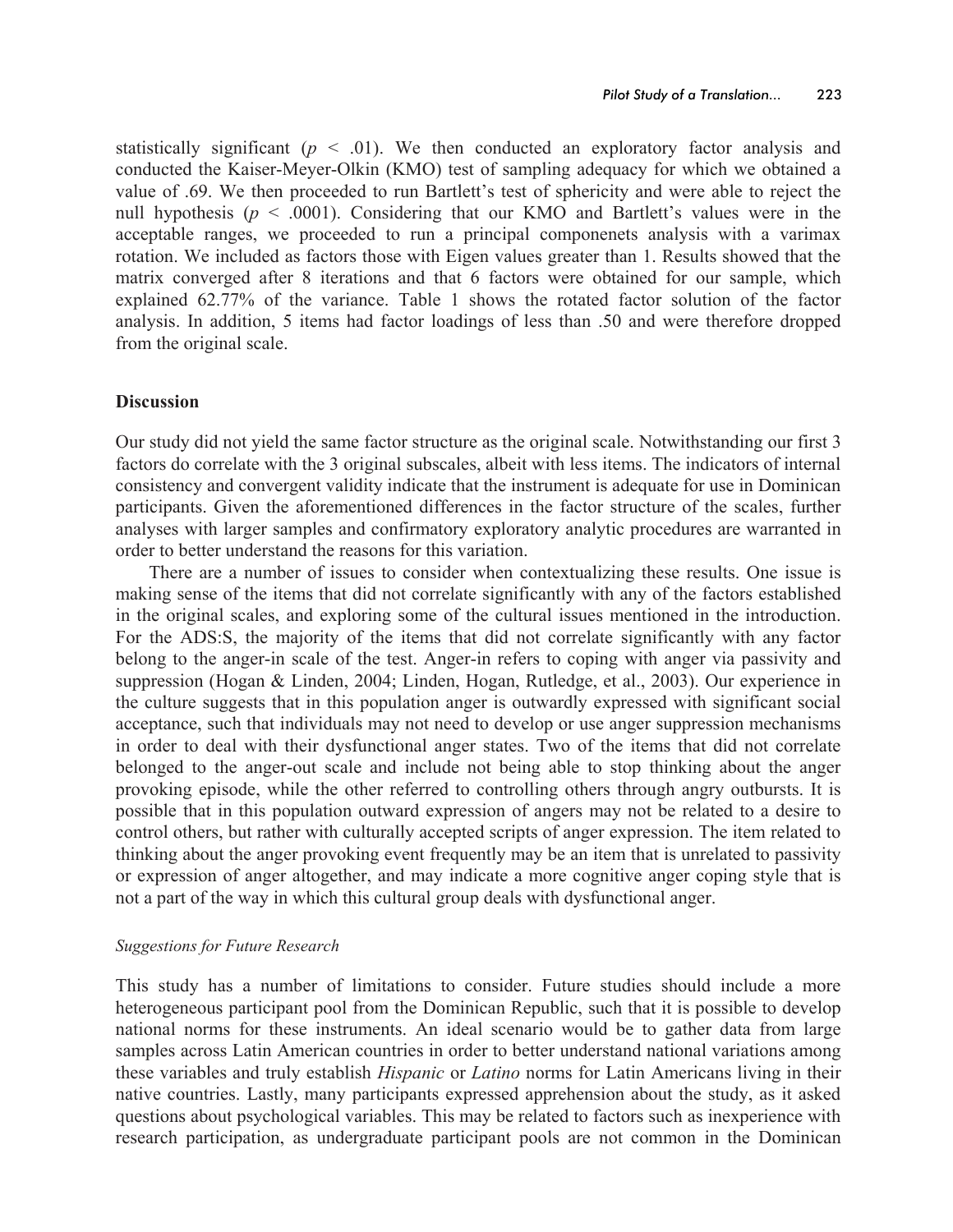statistically significant ($p < .01$). We then conducted an exploratory factor analysis and conducted the Kaiser-Meyer-Olkin (KMO) test of sampling adequacy for which we obtained a value of .69. We then proceeded to run Bartlett's test of sphericity and were able to reject the null hypothesis ($p < .0001$). Considering that our KMO and Bartlett's values were in the acceptable ranges, we proceeded to run a principal componenets analysis with a varimax rotation. We included as factors those with Eigen values greater than 1. Results showed that the matrix converged after 8 iterations and that 6 factors were obtained for our sample, which explained 62.77% of the variance. Table 1 shows the rotated factor solution of the factor analysis. In addition, 5 items had factor loadings of less than .50 and were therefore dropped from the original scale.

## Discussion

Our study did not yield the same factor structure as the original scale. Notwithstanding our first 3 factors do correlate with the 3 original subscales, albeit with less items. The indicators of internal consistency and convergent validity indicate that the instrument is adequate for use in Dominican participants. Given the aforementioned differences in the factor structure of the scales, further analyses with larger samples and confirmatory exploratory analytic procedures are warranted in order to better understand the reasons for this variation.

There are a number of issues to consider when contextualizing these results. One issue is making sense of the items that did not correlate significantly with any of the factors established in the original scales, and exploring some of the cultural issues mentioned in the introduction. For the ADS:S, the majority of the items that did not correlate significantly with any factor belong to the anger-in scale of the test. Anger-in refers to coping with anger via passivity and suppression (Hogan & Linden, 2004; Linden, Hogan, Rutledge, et al., 2003). Our experience in the culture suggests that in this population anger is outwardly expressed with significant social acceptance, such that individuals may not need to develop or use anger suppression mechanisms in order to deal with their dysfunctional anger states. Two of the items that did not correlate belonged to the anger-out scale and include not being able to stop thinking about the anger provoking episode, while the other referred to controlling others through angry outbursts. It is possible that in this population outward expression of angers may not be related to a desire to control others, but rather with culturally accepted scripts of anger expression. The item related to thinking about the anger provoking event frequently may be an item that is unrelated to passivity or expression of anger altogether, and may indicate a more cognitive anger coping style that is not a part of the way in which this cultural group deals with dysfunctional anger.

### *Suggestions for Future Research*

This study has a number of limitations to consider. Future studies should include a more heterogeneous participant pool from the Dominican Republic, such that it is possible to develop national norms for these instruments. An ideal scenario would be to gather data from large samples across Latin American countries in order to better understand national variations among these variables and truly establish *Hispanic* or *Latino* norms for Latin Americans living in their native countries. Lastly, many participants expressed apprehension about the study, as it asked questions about psychological variables. This may be related to factors such as inexperience with research participation, as undergraduate participant pools are not common in the Dominican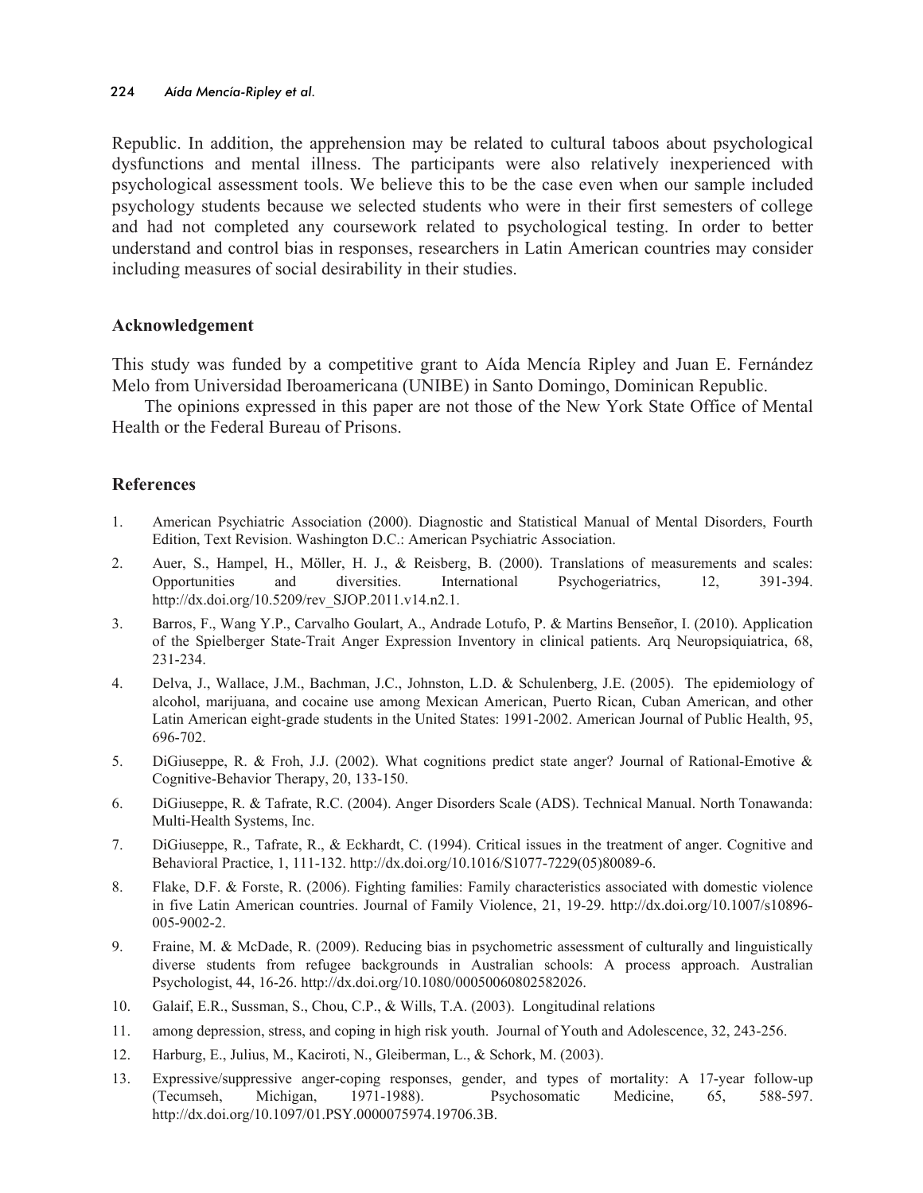Republic. In addition, the apprehension may be related to cultural taboos about psychological dysfunctions and mental illness. The participants were also relatively inexperienced with psychological assessment tools. We believe this to be the case even when our sample included psychology students because we selected students who were in their first semesters of college and had not completed any coursework related to psychological testing. In order to better understand and control bias in responses, researchers in Latin American countries may consider including measures of social desirability in their studies.

## Acknowledgement

This study was funded by a competitive grant to Aída Mencía Ripley and Juan E. Fernández Melo from Universidad Iberoamericana (UNIBE) in Santo Domingo, Dominican Republic.

The opinions expressed in this paper are not those of the New York State Office of Mental Health or the Federal Bureau of Prisons.

## References

1. American Psychiatric Association (2000). Diagnostic and Statistical Manual of Mental Disorders, Fourth Edition, Text Revision. Washington D.C.: American Psychiatric Association.
2. Auer, S., Hampel, H., Möller, H. J., & Reisberg, B. (2000). Translations of measurements and scales: Opportunities and diversities. International Psychogeriatrics, 12, 391-394. http://dx.doi.org/10.5209/rev_SJOP.2011.v14.n2.1.
3. Barros, F., Wang Y.P., Carvalho Goulart, A., Andrade Lotufo, P. & Martins Benseñor, I. (2010). Application of the Spielberger State-Trait Anger Expression Inventory in clinical patients. Arq Neuropsiquiatrica, 68, 231-234.
4. Delva, J., Wallace, J.M., Bachman, J.C., Johnston, L.D. & Schulenberg, J.E. (2005). The epidemiology of alcohol, marijuana, and cocaine use among Mexican American, Puerto Rican, Cuban American, and other Latin American eight-grade students in the United States: 1991-2002. American Journal of Public Health, 95, 696-702.
5. DiGiuseppe, R. & Froh, J.J. (2002). What cognitions predict state anger? Journal of Rational-Emotive & Cognitive-Behavior Therapy, 20, 133-150.
6. DiGiuseppe, R. & Tafrate, R.C. (2004). Anger Disorders Scale (ADS). Technical Manual. North Tonawanda: Multi-Health Systems, Inc.
7. DiGiuseppe, R., Tafrate, R., & Eckhardt, C. (1994). Critical issues in the treatment of anger. Cognitive and Behavioral Practice, 1, 111-132. http://dx.doi.org/10.1016/S1077-7229(05)80089-6.
8. Flake, D.F. & Forste, R. (2006). Fighting families: Family characteristics associated with domestic violence in five Latin American countries. Journal of Family Violence, 21, 19-29. http://dx.doi.org/10.1007/s10896-005-9002-2.
9. Fraine, M. & McDade, R. (2009). Reducing bias in psychometric assessment of culturally and linguistically diverse students from refugee backgrounds in Australian schools: A process approach. Australian Psychologist, 44, 16-26. http://dx.doi.org/10.1080/00050060802582026.
10. Galaif, E.R., Sussman, S., Chou, C.P., & Wills, T.A. (2003). Longitudinal relations
11. among depression, stress, and coping in high risk youth. Journal of Youth and Adolescence, 32, 243-256.
12. Harburg, E., Julius, M., Kaciroti, N., Gleiberman, L., & Schork, M. (2003).
13. Expressive/suppressive anger-coping responses, gender, and types of mortality: A 17-year follow-up (Tecumseh, Michigan, 1971-1988). Psychosomatic Medicine, 65, 588-597. http://dx.doi.org/10.1097/01.PSY.0000075974.19706.3B.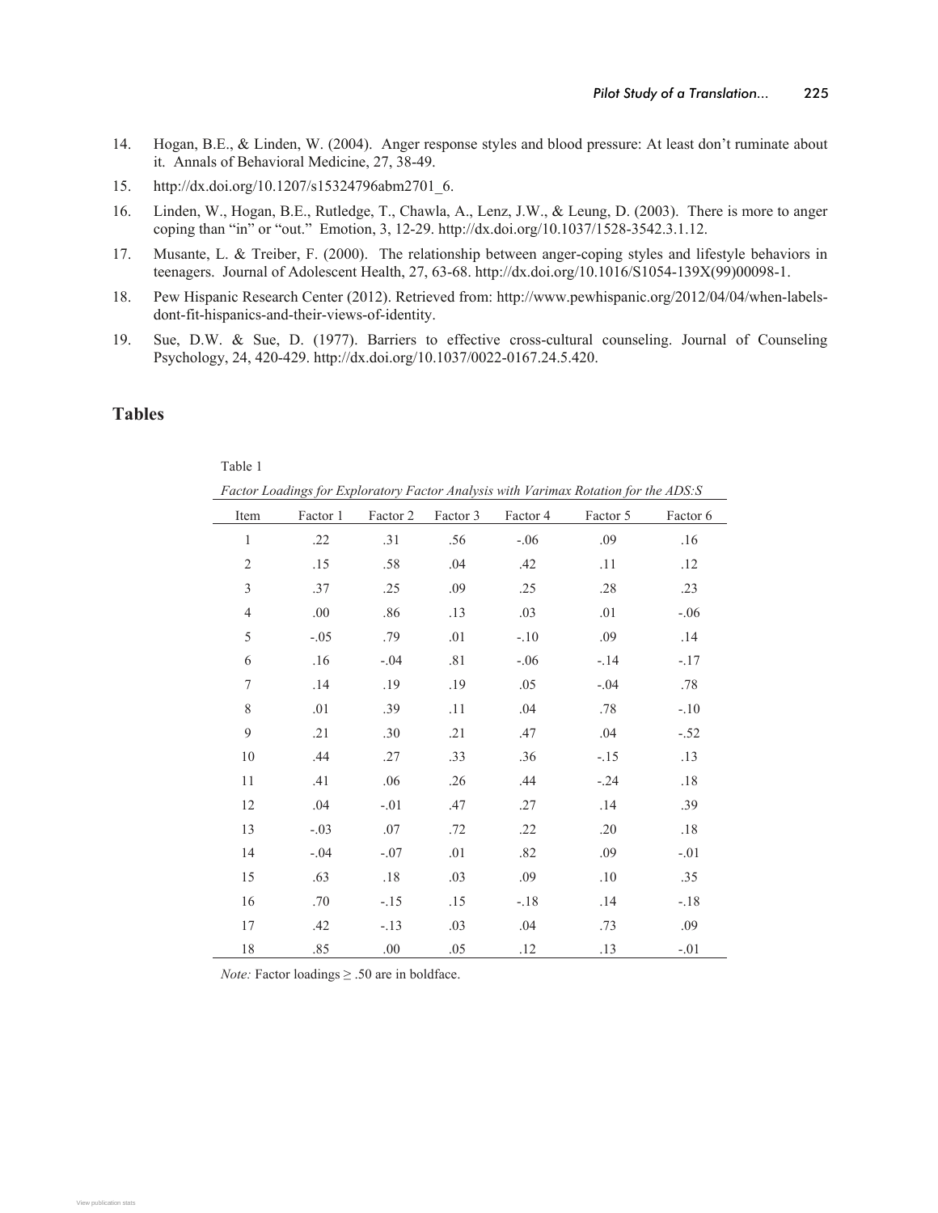14. Hogan, B.E., & Linden, W. (2004). Anger response styles and blood pressure: At least don't ruminate about it. Annals of Behavioral Medicine, 27, 38-49.
15. http://dx.doi.org/10.1207/s15324796abm2701_6.
16. Linden, W., Hogan, B.E., Rutledge, T., Chawla, A., Lenz, J.W., & Leung, D. (2003). There is more to anger coping than "in" or "out." Emotion, 3, 12-29. http://dx.doi.org/10.1037/1528-3542.3.1.12.
17. Musante, L. & Treiber, F. (2000). The relationship between anger-coping styles and lifestyle behaviors in teenagers. Journal of Adolescent Health, 27, 63-68. http://dx.doi.org/10.1016/S1054-139X(99)00098-1.
18. Pew Hispanic Research Center (2012). Retrieved from: http://www.pewhispanic.org/2012/04/04/when-labels-dont-fit-hispanics-and-their-views-of-identity.
19. Sue, D.W. & Sue, D. (1977). Barriers to effective cross-cultural counseling. Journal of Counseling Psychology, 24, 420-429. http://dx.doi.org/10.1037/0022-0167.24.5.420.

## Tables

Table 1

*Factor Loadings for Exploratory Factor Analysis with Varimax Rotation for the ADS:S*

| Item | Factor 1 | Factor 2 | Factor 3 | Factor 4 | Factor 5 | Factor 6 |
|---|---|---|---|---|---|---|
| 1 | .22 | .31 | .56 | -.06 | .09 | .16 |
| 2 | .15 | .58 | .04 | .42 | .11 | .12 |
| 3 | .37 | .25 | .09 | .25 | .28 | .23 |
| 4 | .00 | .86 | .13 | .03 | .01 | -.06 |
| 5 | -.05 | .79 | .01 | -.10 | .09 | .14 |
| 6 | .16 | -.04 | .81 | -.06 | -.14 | -.17 |
| 7 | .14 | .19 | .19 | .05 | -.04 | .78 |
| 8 | .01 | .39 | .11 | .04 | .78 | -.10 |
| 9 | .21 | .30 | .21 | .47 | .04 | -.52 |
| 10 | .44 | .27 | .33 | .36 | -.15 | .13 |
| 11 | .41 | .06 | .26 | .44 | -.24 | .18 |
| 12 | .04 | -.01 | .47 | .27 | .14 | .39 |
| 13 | -.03 | .07 | .72 | .22 | .20 | .18 |
| 14 | -.04 | -.07 | .01 | .82 | .09 | -.01 |
| 15 | .63 | .18 | .03 | .09 | .10 | .35 |
| 16 | .70 | -.15 | .15 | -.18 | .14 | -.18 |
| 17 | .42 | -.13 | .03 | .04 | .73 | .09 |
| 18 | .85 | .00 | .05 | .12 | .13 | -.01 |

*Note:* Factor loadings ≥ .50 are in boldface.